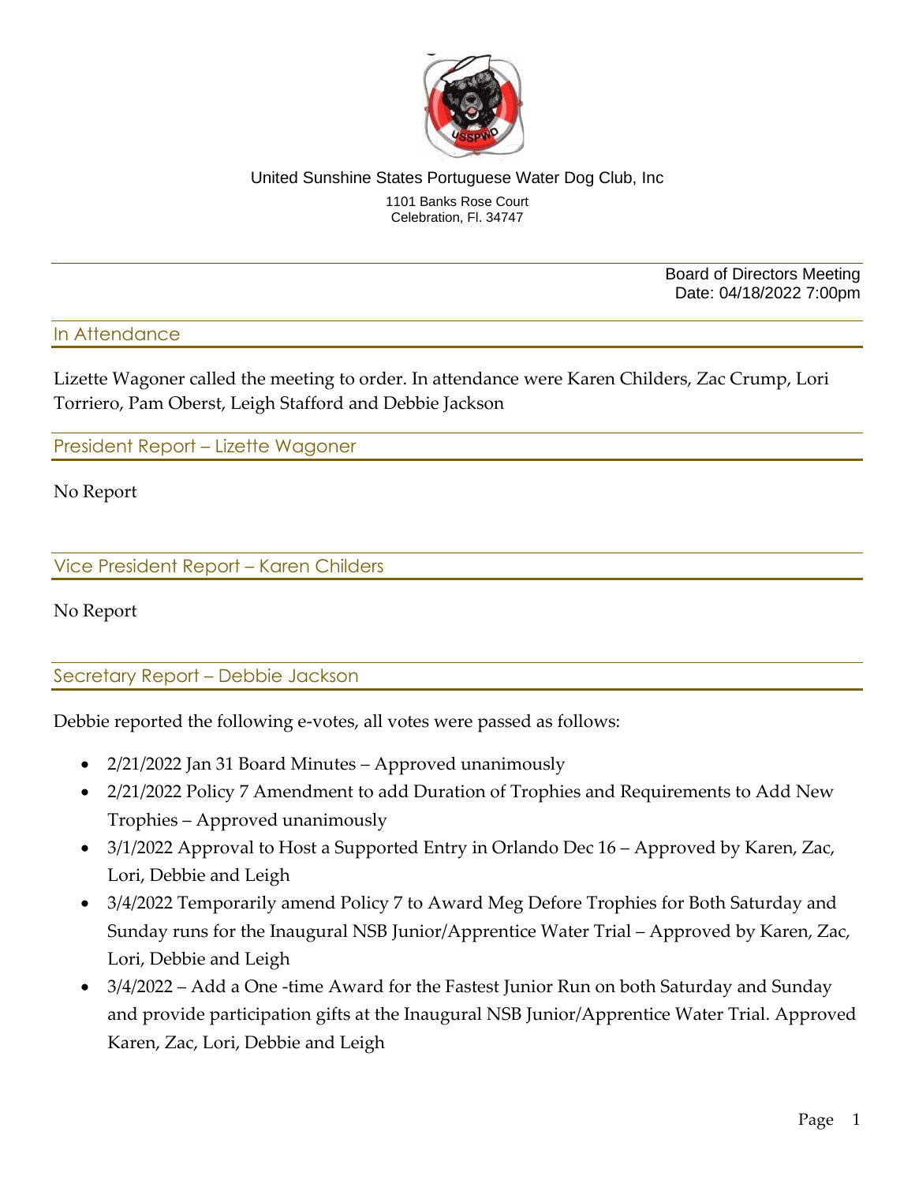United Sunshine States Portuguese Water Dog Club, Inc

1101 Banks Rose Court
Celebration, Fl. 34747

Board of Directors Meeting
Date: 04/18/2022 7:00pm

## In Attendance

Lizette Wagoner called the meeting to order. In attendance were Karen Childers, Zac Crump, Lori Torriero, Pam Oberst, Leigh Stafford and Debbie Jackson

## President Report – Lizette Wagoner

No Report

## Vice President Report – Karen Childers

No Report

## Secretary Report – Debbie Jackson

Debbie reported the following e-votes, all votes were passed as follows:

- 2/21/2022 Jan 31 Board Minutes – Approved unanimously
- 2/21/2022 Policy 7 Amendment to add Duration of Trophies and Requirements to Add New Trophies – Approved unanimously
- 3/1/2022 Approval to Host a Supported Entry in Orlando Dec 16 – Approved by Karen, Zac, Lori, Debbie and Leigh
- 3/4/2022 Temporarily amend Policy 7 to Award Meg Defore Trophies for Both Saturday and Sunday runs for the Inaugural NSB Junior/Apprentice Water Trial – Approved by Karen, Zac, Lori, Debbie and Leigh
- 3/4/2022 – Add a One -time Award for the Fastest Junior Run on both Saturday and Sunday and provide participation gifts at the Inaugural NSB Junior/Apprentice Water Trial. Approved Karen, Zac, Lori, Debbie and Leigh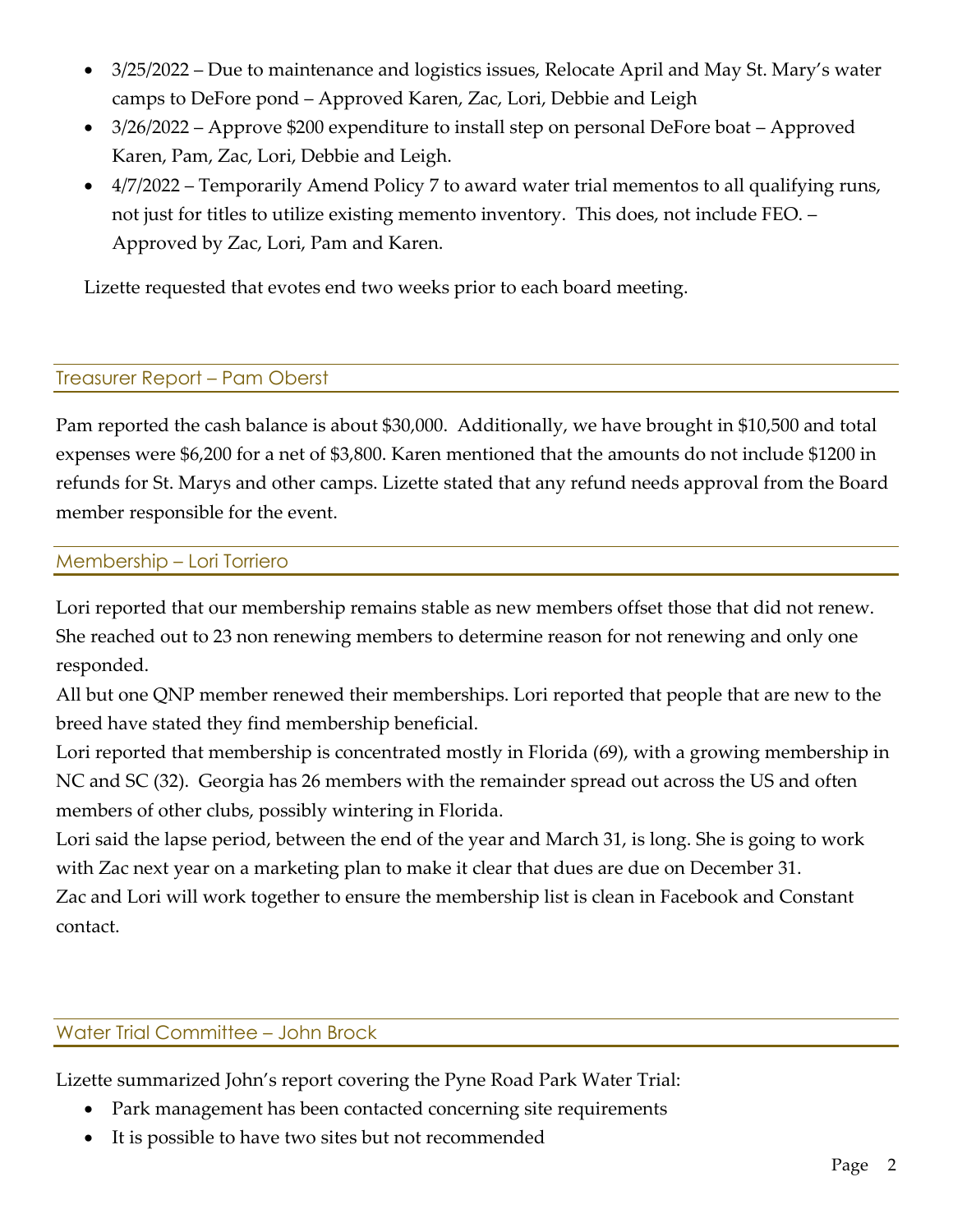- 3/25/2022 – Due to maintenance and logistics issues, Relocate April and May St. Mary's water camps to DeFore pond – Approved Karen, Zac, Lori, Debbie and Leigh
- 3/26/2022 – Approve $200 expenditure to install step on personal DeFore boat – Approved Karen, Pam, Zac, Lori, Debbie and Leigh.
- 4/7/2022 – Temporarily Amend Policy 7 to award water trial mementos to all qualifying runs, not just for titles to utilize existing memento inventory. This does, not include FEO. – Approved by Zac, Lori, Pam and Karen.

Lizette requested that evotes end two weeks prior to each board meeting.

## Treasurer Report – Pam Oberst

Pam reported the cash balance is about $30,000. Additionally, we have brought in $10,500 and total expenses were $6,200 for a net of $3,800. Karen mentioned that the amounts do not include $1200 in refunds for St. Marys and other camps. Lizette stated that any refund needs approval from the Board member responsible for the event.

## Membership – Lori Torriero

Lori reported that our membership remains stable as new members offset those that did not renew. She reached out to 23 non renewing members to determine reason for not renewing and only one responded.

All but one QNP member renewed their memberships. Lori reported that people that are new to the breed have stated they find membership beneficial.

Lori reported that membership is concentrated mostly in Florida (69), with a growing membership in NC and SC (32). Georgia has 26 members with the remainder spread out across the US and often members of other clubs, possibly wintering in Florida.

Lori said the lapse period, between the end of the year and March 31, is long. She is going to work with Zac next year on a marketing plan to make it clear that dues are due on December 31.

Zac and Lori will work together to ensure the membership list is clean in Facebook and Constant contact.

## Water Trial Committee – John Brock

Lizette summarized John's report covering the Pyne Road Park Water Trial:

- Park management has been contacted concerning site requirements
- It is possible to have two sites but not recommended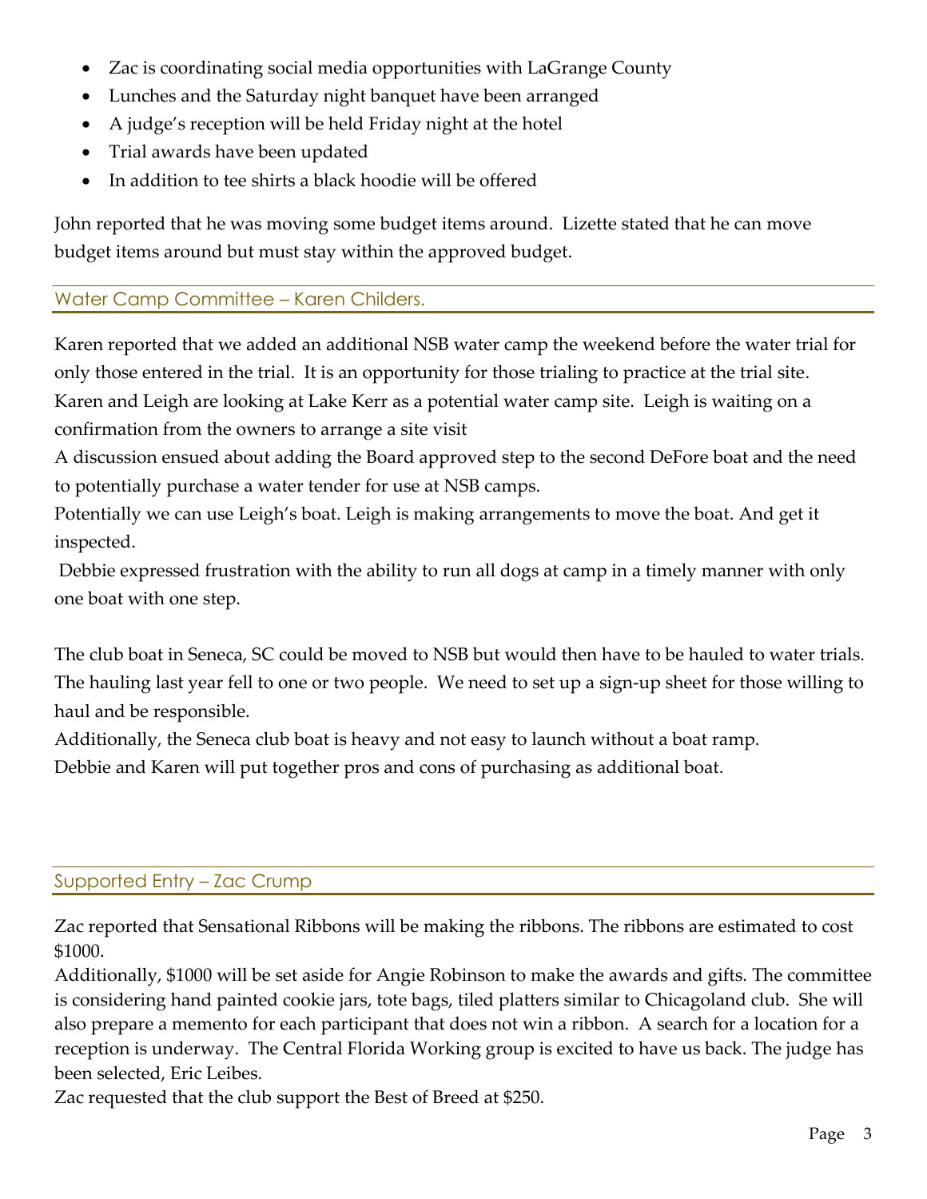- Zac is coordinating social media opportunities with LaGrange County
- Lunches and the Saturday night banquet have been arranged
- A judge's reception will be held Friday night at the hotel
- Trial awards have been updated
- In addition to tee shirts a black hoodie will be offered

John reported that he was moving some budget items around. Lizette stated that he can move budget items around but must stay within the approved budget.

## Water Camp Committee – Karen Childers.

Karen reported that we added an additional NSB water camp the weekend before the water trial for only those entered in the trial. It is an opportunity for those trialing to practice at the trial site.
Karen and Leigh are looking at Lake Kerr as a potential water camp site. Leigh is waiting on a confirmation from the owners to arrange a site visit
A discussion ensued about adding the Board approved step to the second DeFore boat and the need to potentially purchase a water tender for use at NSB camps.
Potentially we can use Leigh's boat. Leigh is making arrangements to move the boat. And get it inspected.
Debbie expressed frustration with the ability to run all dogs at camp in a timely manner with only one boat with one step.

The club boat in Seneca, SC could be moved to NSB but would then have to be hauled to water trials. The hauling last year fell to one or two people. We need to set up a sign-up sheet for those willing to haul and be responsible.
Additionally, the Seneca club boat is heavy and not easy to launch without a boat ramp.
Debbie and Karen will put together pros and cons of purchasing as additional boat.

## Supported Entry – Zac Crump

Zac reported that Sensational Ribbons will be making the ribbons. The ribbons are estimated to cost $1000.
Additionally, $1000 will be set aside for Angie Robinson to make the awards and gifts. The committee is considering hand painted cookie jars, tote bags, tiled platters similar to Chicagoland club. She will also prepare a memento for each participant that does not win a ribbon. A search for a location for a reception is underway. The Central Florida Working group is excited to have us back. The judge has been selected, Eric Leibes.
Zac requested that the club support the Best of Breed at $250.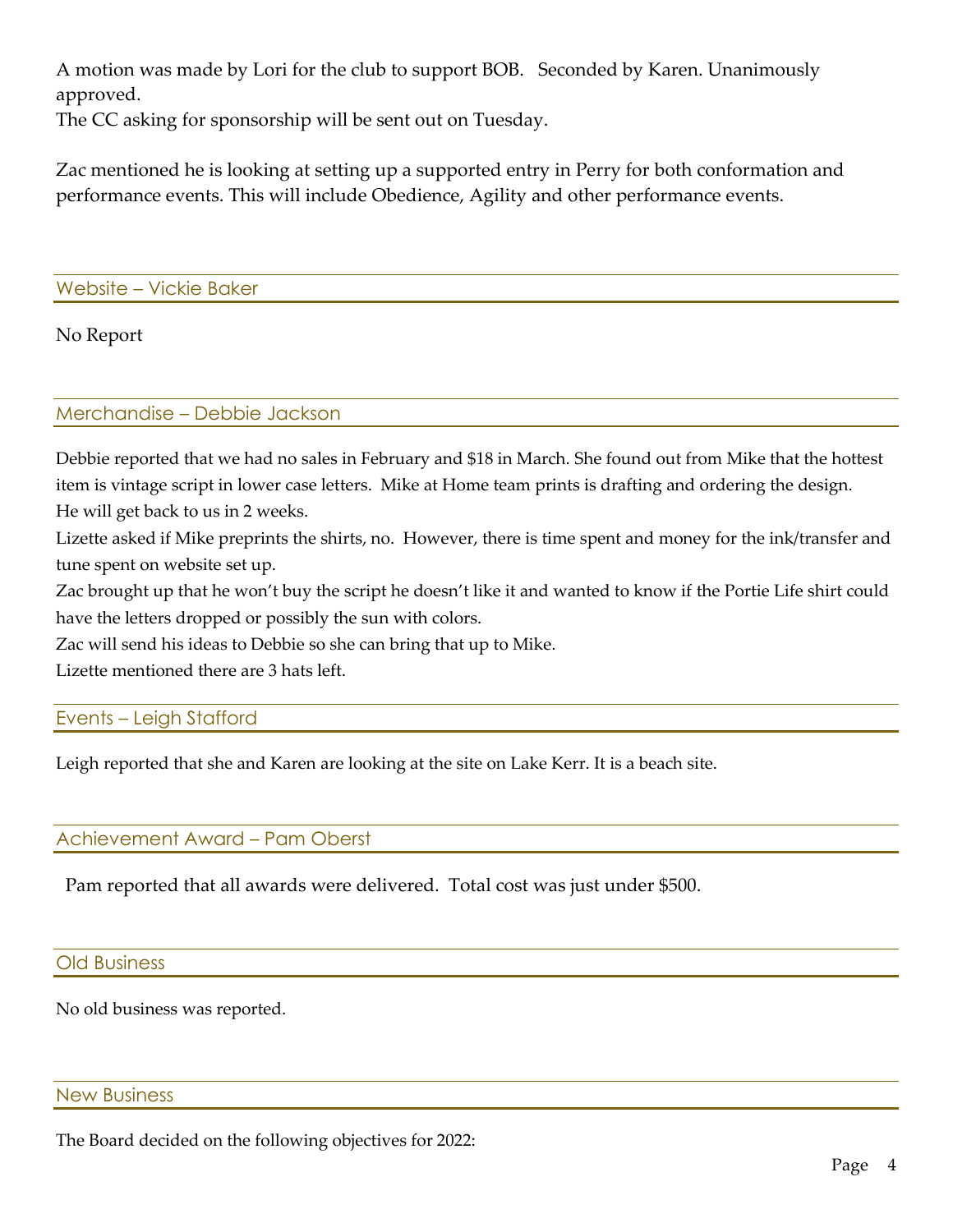A motion was made by Lori for the club to support BOB. Seconded by Karen. Unanimously approved.
The CC asking for sponsorship will be sent out on Tuesday.

Zac mentioned he is looking at setting up a supported entry in Perry for both conformation and performance events. This will include Obedience, Agility and other performance events.

## Website – Vickie Baker

No Report

## Merchandise – Debbie Jackson

Debbie reported that we had no sales in February and $18 in March. She found out from Mike that the hottest item is vintage script in lower case letters. Mike at Home team prints is drafting and ordering the design. He will get back to us in 2 weeks.
Lizette asked if Mike preprints the shirts, no. However, there is time spent and money for the ink/transfer and tune spent on website set up.
Zac brought up that he won't buy the script he doesn't like it and wanted to know if the Portie Life shirt could have the letters dropped or possibly the sun with colors.
Zac will send his ideas to Debbie so she can bring that up to Mike.
Lizette mentioned there are 3 hats left.

## Events – Leigh Stafford

Leigh reported that she and Karen are looking at the site on Lake Kerr. It is a beach site.

## Achievement Award – Pam Oberst

Pam reported that all awards were delivered. Total cost was just under $500.

## Old Business

No old business was reported.

## New Business

The Board decided on the following objectives for 2022: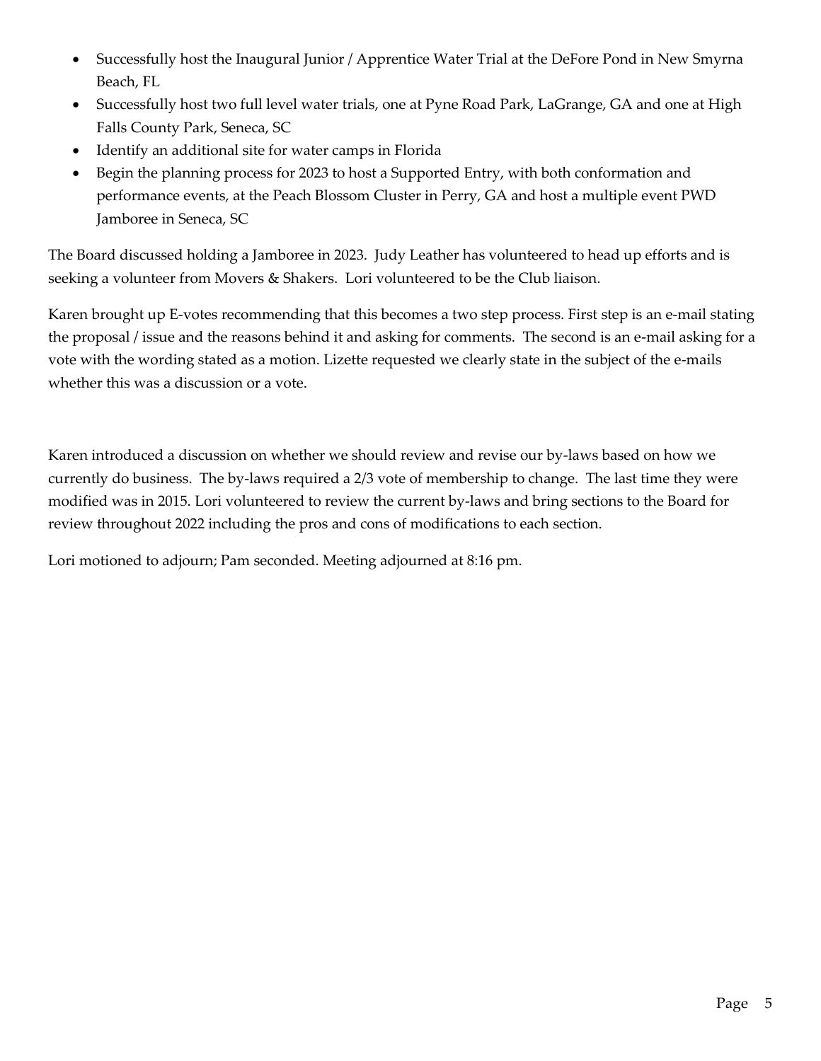- Successfully host the Inaugural Junior / Apprentice Water Trial at the DeFore Pond in New Smyrna Beach, FL
- Successfully host two full level water trials, one at Pyne Road Park, LaGrange, GA and one at High Falls County Park, Seneca, SC
- Identify an additional site for water camps in Florida
- Begin the planning process for 2023 to host a Supported Entry, with both conformation and performance events, at the Peach Blossom Cluster in Perry, GA and host a multiple event PWD Jamboree in Seneca, SC

The Board discussed holding a Jamboree in 2023. Judy Leather has volunteered to head up efforts and is seeking a volunteer from Movers & Shakers. Lori volunteered to be the Club liaison.

Karen brought up E-votes recommending that this becomes a two step process. First step is an e-mail stating the proposal / issue and the reasons behind it and asking for comments. The second is an e-mail asking for a vote with the wording stated as a motion. Lizette requested we clearly state in the subject of the e-mails whether this was a discussion or a vote.

Karen introduced a discussion on whether we should review and revise our by-laws based on how we currently do business. The by-laws required a 2/3 vote of membership to change. The last time they were modified was in 2015. Lori volunteered to review the current by-laws and bring sections to the Board for review throughout 2022 including the pros and cons of modifications to each section.

Lori motioned to adjourn; Pam seconded. Meeting adjourned at 8:16 pm.